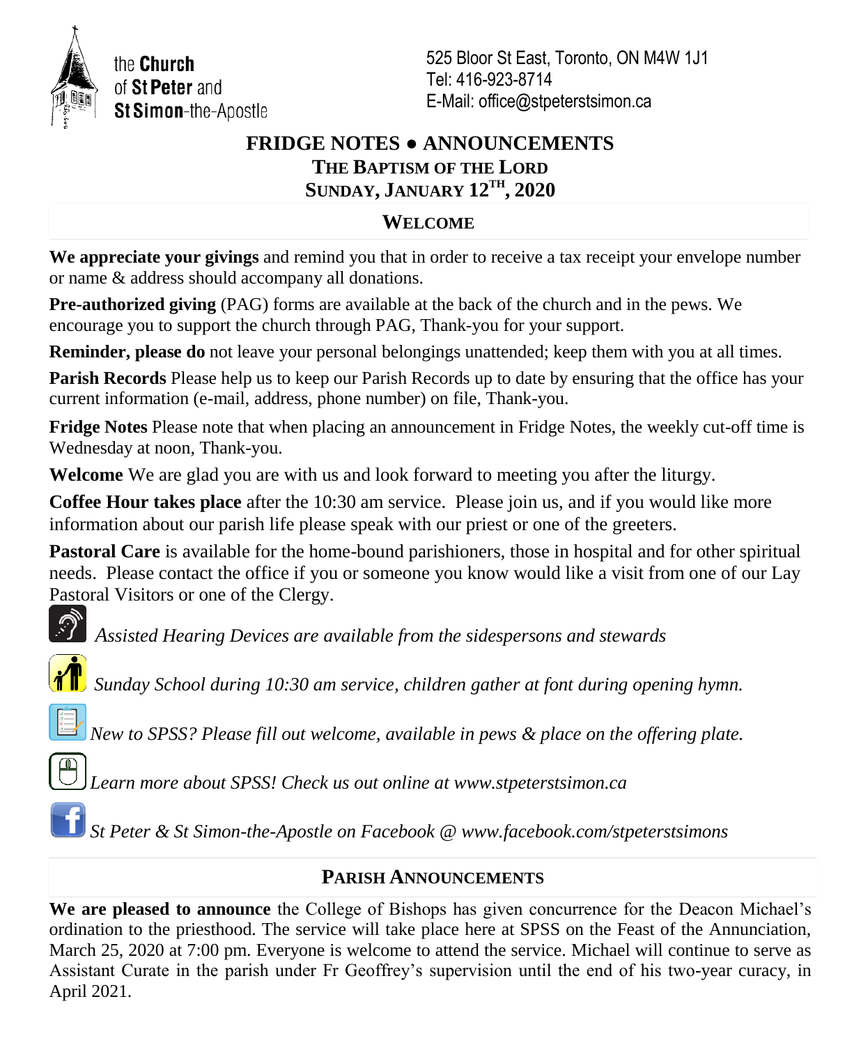the **Church** of **St Peter** and **St Simon**-the-Apostle

525 Bloor St East, Toronto, ON M4W 1J1
Tel: 416-923-8714
E-Mail: office@stpeterstsimon.ca

# FRIDGE NOTES ● ANNOUNCEMENTS

## THE BAPTISM OF THE LORD

## SUNDAY, JANUARY 12TH, 2020

## WELCOME

**We appreciate your givings** and remind you that in order to receive a tax receipt your envelope number or name & address should accompany all donations.

**Pre-authorized giving** (PAG) forms are available at the back of the church and in the pews. We encourage you to support the church through PAG, Thank-you for your support.

**Reminder, please do** not leave your personal belongings unattended; keep them with you at all times.

**Parish Records** Please help us to keep our Parish Records up to date by ensuring that the office has your current information (e-mail, address, phone number) on file, Thank-you.

**Fridge Notes** Please note that when placing an announcement in Fridge Notes, the weekly cut-off time is Wednesday at noon, Thank-you.

**Welcome** We are glad you are with us and look forward to meeting you after the liturgy.

**Coffee Hour takes place** after the 10:30 am service. Please join us, and if you would like more information about our parish life please speak with our priest or one of the greeters.

**Pastoral Care** is available for the home-bound parishioners, those in hospital and for other spiritual needs. Please contact the office if you or someone you know would like a visit from one of our Lay Pastoral Visitors or one of the Clergy.

*Assisted Hearing Devices are available from the sidespersons and stewards*

*Sunday School during 10:30 am service, children gather at font during opening hymn.*

*New to SPSS? Please fill out welcome, available in pews & place on the offering plate.*

*Learn more about SPSS! Check us out online at www.stpeterstsimon.ca*

*St Peter & St Simon-the-Apostle on Facebook @ www.facebook.com/stpeterstsimons*

## PARISH ANNOUNCEMENTS

**We are pleased to announce** the College of Bishops has given concurrence for the Deacon Michael's ordination to the priesthood. The service will take place here at SPSS on the Feast of the Annunciation, March 25, 2020 at 7:00 pm. Everyone is welcome to attend the service. Michael will continue to serve as Assistant Curate in the parish under Fr Geoffrey's supervision until the end of his two-year curacy, in April 2021.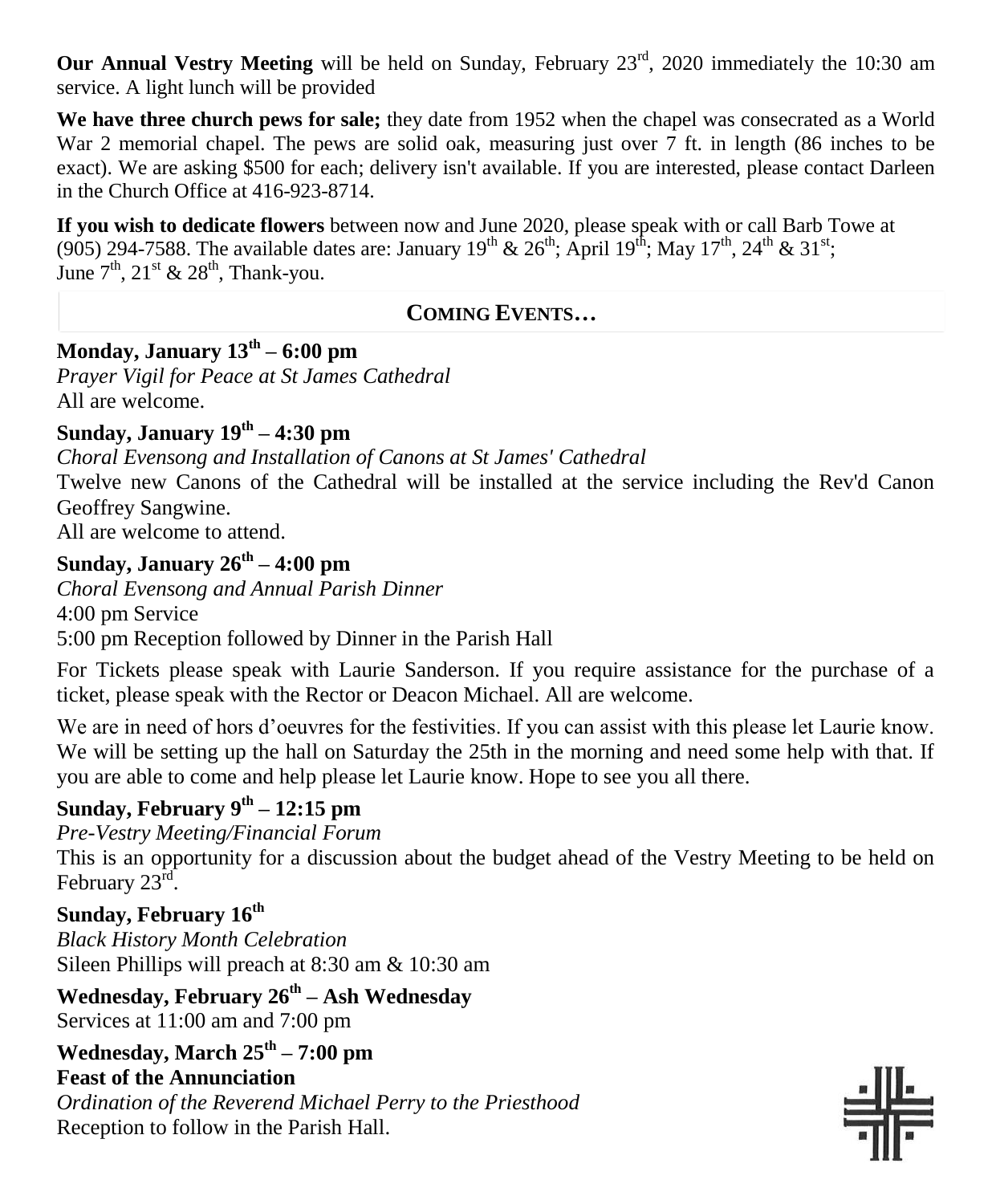**Our Annual Vestry Meeting** will be held on Sunday, February 23rd, 2020 immediately the 10:30 am service. A light lunch will be provided

**We have three church pews for sale;** they date from 1952 when the chapel was consecrated as a World War 2 memorial chapel. The pews are solid oak, measuring just over 7 ft. in length (86 inches to be exact). We are asking $500 for each; delivery isn't available. If you are interested, please contact Darleen in the Church Office at 416-923-8714.

**If you wish to dedicate flowers** between now and June 2020, please speak with or call Barb Towe at (905) 294-7588. The available dates are: January 19th & 26th; April 19th; May 17th, 24th & 31st; June 7th, 21st & 28th, Thank-you.

## COMING EVENTS…

**Monday, January 13th – 6:00 pm**
*Prayer Vigil for Peace at St James Cathedral*
All are welcome.

**Sunday, January 19th – 4:30 pm**
*Choral Evensong and Installation of Canons at St James' Cathedral*
Twelve new Canons of the Cathedral will be installed at the service including the Rev'd Canon Geoffrey Sangwine.
All are welcome to attend.

**Sunday, January 26th – 4:00 pm**
*Choral Evensong and Annual Parish Dinner*
4:00 pm Service
5:00 pm Reception followed by Dinner in the Parish Hall

For Tickets please speak with Laurie Sanderson. If you require assistance for the purchase of a ticket, please speak with the Rector or Deacon Michael. All are welcome.

We are in need of hors d'oeuvres for the festivities. If you can assist with this please let Laurie know. We will be setting up the hall on Saturday the 25th in the morning and need some help with that. If you are able to come and help please let Laurie know. Hope to see you all there.

**Sunday, February 9th – 12:15 pm**
*Pre-Vestry Meeting/Financial Forum*
This is an opportunity for a discussion about the budget ahead of the Vestry Meeting to be held on February 23rd.

**Sunday, February 16th**
*Black History Month Celebration*
Sileen Phillips will preach at 8:30 am & 10:30 am

**Wednesday, February 26th – Ash Wednesday**
Services at 11:00 am and 7:00 pm

**Wednesday, March 25th – 7:00 pm**
**Feast of the Annunciation**
*Ordination of the Reverend Michael Perry to the Priesthood*
Reception to follow in the Parish Hall.